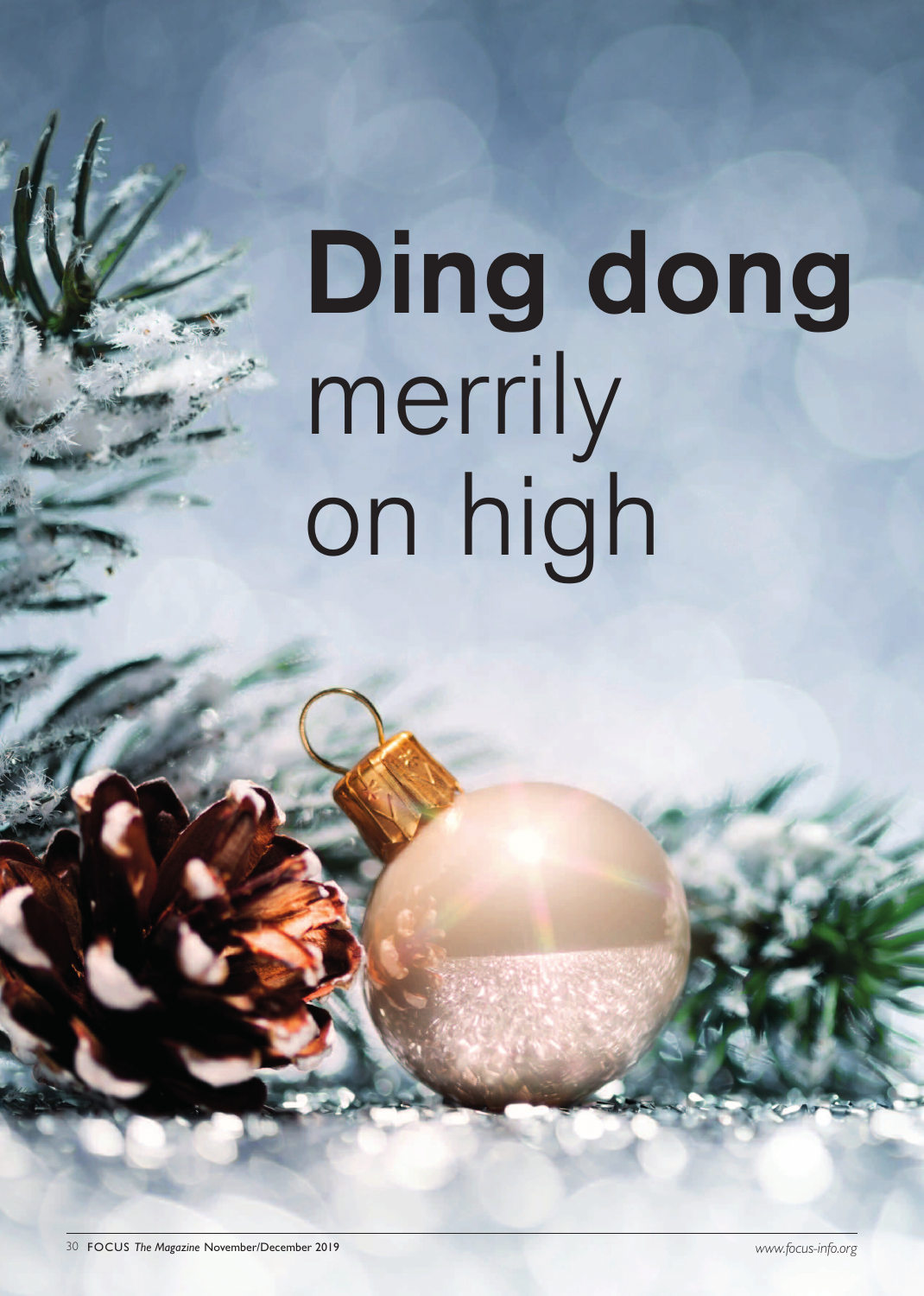# **Ding dong** merrily on high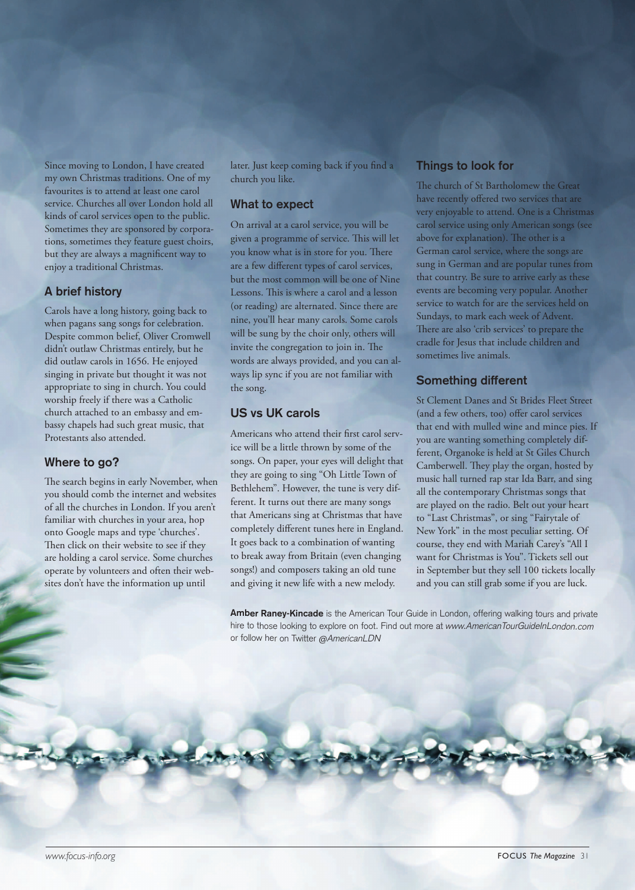Since moving to London, I have created my own Christmas traditions. One of my favourites is to attend at least one carol service. Churches all over London hold all kinds of carol services open to the public. Sometimes they are sponsored by corporations, sometimes they feature guest choirs, but they are always a magnificent way to enjoy a traditional Christmas.

## A brief history

Carols have a long history, going back to when pagans sang songs for celebration. Despite common belief, Oliver Cromwell didn't outlaw Christmas entirely, but he did outlaw carols in 1656. He enjoyed singing in private but thought it was not appropriate to sing in church. You could worship freely if there was a Catholic church attached to an embassy and embassy chapels had such great music, that Protestants also attended.

## Where to go?

The search begins in early November, when you should comb the internet and websites of all the churches in London. If you aren't familiar with churches in your area, hop onto Google maps and type 'churches'. Then click on their website to see if they are holding a carol service. Some churches operate by volunteers and often their websites don't have the information up until later. Just keep coming back if you find a church you like.

## What to expect

On arrival at a carol service, you will be given a programme of service. This will let you know what is in store for you. There are a few different types of carol services, but the most common will be one of Nine Lessons. This is where a carol and a lesson (or reading) are alternated. Since there are nine, you'll hear many carols. Some carols will be sung by the choir only, others will invite the congregation to join in. The words are always provided, and you can always lip sync if you are not familiar with the song.

## US vs UK carols

Americans who attend their first carol service will be a little thrown by some of the songs. On paper, your eyes will delight that they are going to sing "Oh Little Town of Bethlehem". However, the tune is very different. It turns out there are many songs that Americans sing at Christmas that have completely different tunes here in England. It goes back to a combination of wanting to break away from Britain (even changing songs!) and composers taking an old tune and giving it new life with a new melody.

## Things to look for

The church of St Bartholomew the Great have recently offered two services that are very enjoyable to attend. One is a Christmas carol service using only American songs (see above for explanation). The other is a German carol service, where the songs are sung in German and are popular tunes from that country. Be sure to arrive early as these events are becoming very popular. Another service to watch for are the services held on Sundays, to mark each week of Advent. There are also 'crib services' to prepare the cradle for Jesus that include children and sometimes live animals.

## Something different

St Clement Danes and St Brides Fleet Street (and a few others, too) offer carol services that end with mulled wine and mince pies. If you are wanting something completely different, Organoke is held at St Giles Church Camberwell. They play the organ, hosted by music hall turned rap star Ida Barr, and sing all the contemporary Christmas songs that are played on the radio. Belt out your heart to "Last Christmas", or sing "Fairytale of New York" in the most peculiar setting. Of course, they end with Mariah Carey's "All I want for Christmas is You". Tickets sell out in September but they sell 100 tickets locally and you can still grab some if you are luck.

**Amber Raney-Kincade** is the American Tour Guide in London, offering walking tours and private hire to those looking to explore on foot. Find out more at *www.AmericanTourGuideInLondon.com* or follow her on Twitter *@AmericanLDN*